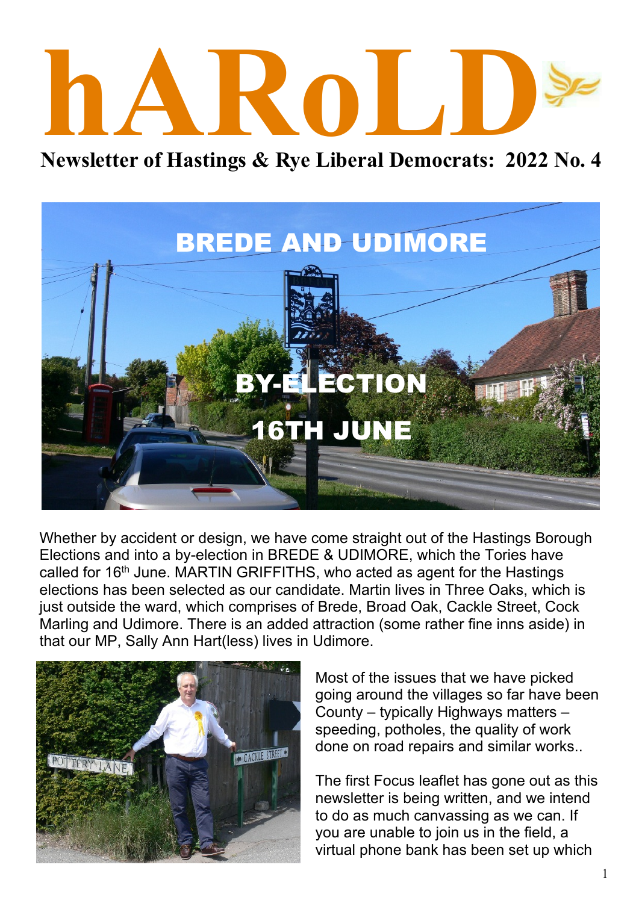# hARoLD

## Newsletter of Hastings & Rye Liberal Democrats: 2022 No. 4

BREDE AND UDIMORE

BY-ELECTION

16TH JUNE

Whether by accident or design, we have come straight out of the Hastings Borough Elections and into a by-election in BREDE & UDIMORE, which the Tories have called for 16th June. MARTIN GRIFFITHS, who acted as agent for the Hastings elections has been selected as our candidate. Martin lives in Three Oaks, which is just outside the ward, which comprises of Brede, Broad Oak, Cackle Street, Cock Marling and Udimore. There is an added attraction (some rather fine inns aside) in that our MP, Sally Ann Hart(less) lives in Udimore.

Most of the issues that we have picked going around the villages so far have been County – typically Highways matters – speeding, potholes, the quality of work done on road repairs and similar works..

The first Focus leaflet has gone out as this newsletter is being written, and we intend to do as much canvassing as we can. If you are unable to join us in the field, a virtual phone bank has been set up which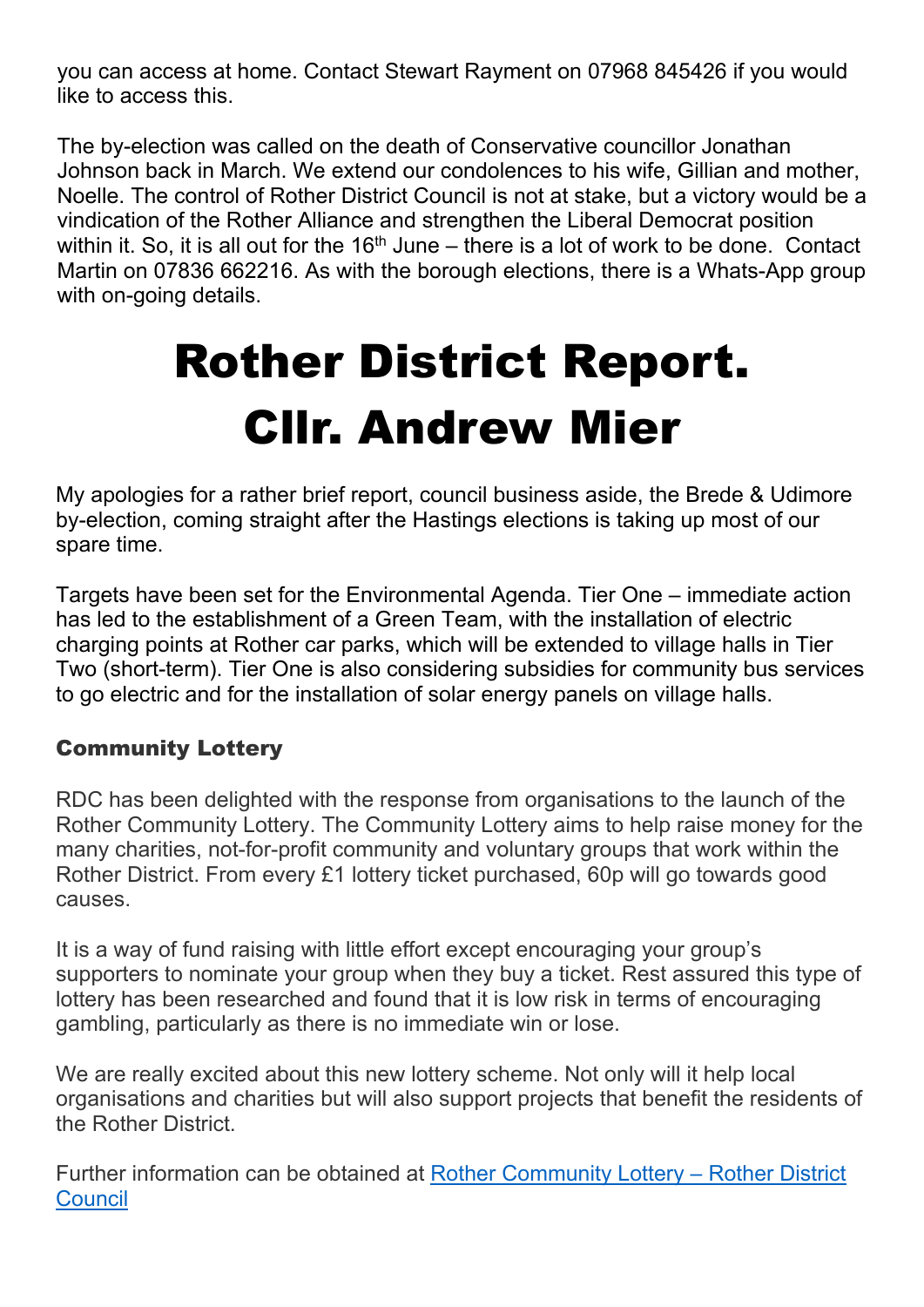you can access at home. Contact Stewart Rayment on 07968 845426 if you would like to access this.

The by-election was called on the death of Conservative councillor Jonathan Johnson back in March. We extend our condolences to his wife, Gillian and mother, Noelle. The control of Rother District Council is not at stake, but a victory would be a vindication of the Rother Alliance and strengthen the Liberal Democrat position within it. So, it is all out for the 16th June – there is a lot of work to be done. Contact Martin on 07836 662216. As with the borough elections, there is a Whats-App group with on-going details.

# Rother District Report. Cllr. Andrew Mier

My apologies for a rather brief report, council business aside, the Brede & Udimore by-election, coming straight after the Hastings elections is taking up most of our spare time.

Targets have been set for the Environmental Agenda. Tier One – immediate action has led to the establishment of a Green Team, with the installation of electric charging points at Rother car parks, which will be extended to village halls in Tier Two (short-term). Tier One is also considering subsidies for community bus services to go electric and for the installation of solar energy panels on village halls.

### Community Lottery

RDC has been delighted with the response from organisations to the launch of the Rother Community Lottery. The Community Lottery aims to help raise money for the many charities, not-for-profit community and voluntary groups that work within the Rother District. From every £1 lottery ticket purchased, 60p will go towards good causes.

It is a way of fund raising with little effort except encouraging your group's supporters to nominate your group when they buy a ticket. Rest assured this type of lottery has been researched and found that it is low risk in terms of encouraging gambling, particularly as there is no immediate win or lose.

We are really excited about this new lottery scheme. Not only will it help local organisations and charities but will also support projects that benefit the residents of the Rother District.

Further information can be obtained at Rother Community Lottery – Rother District Council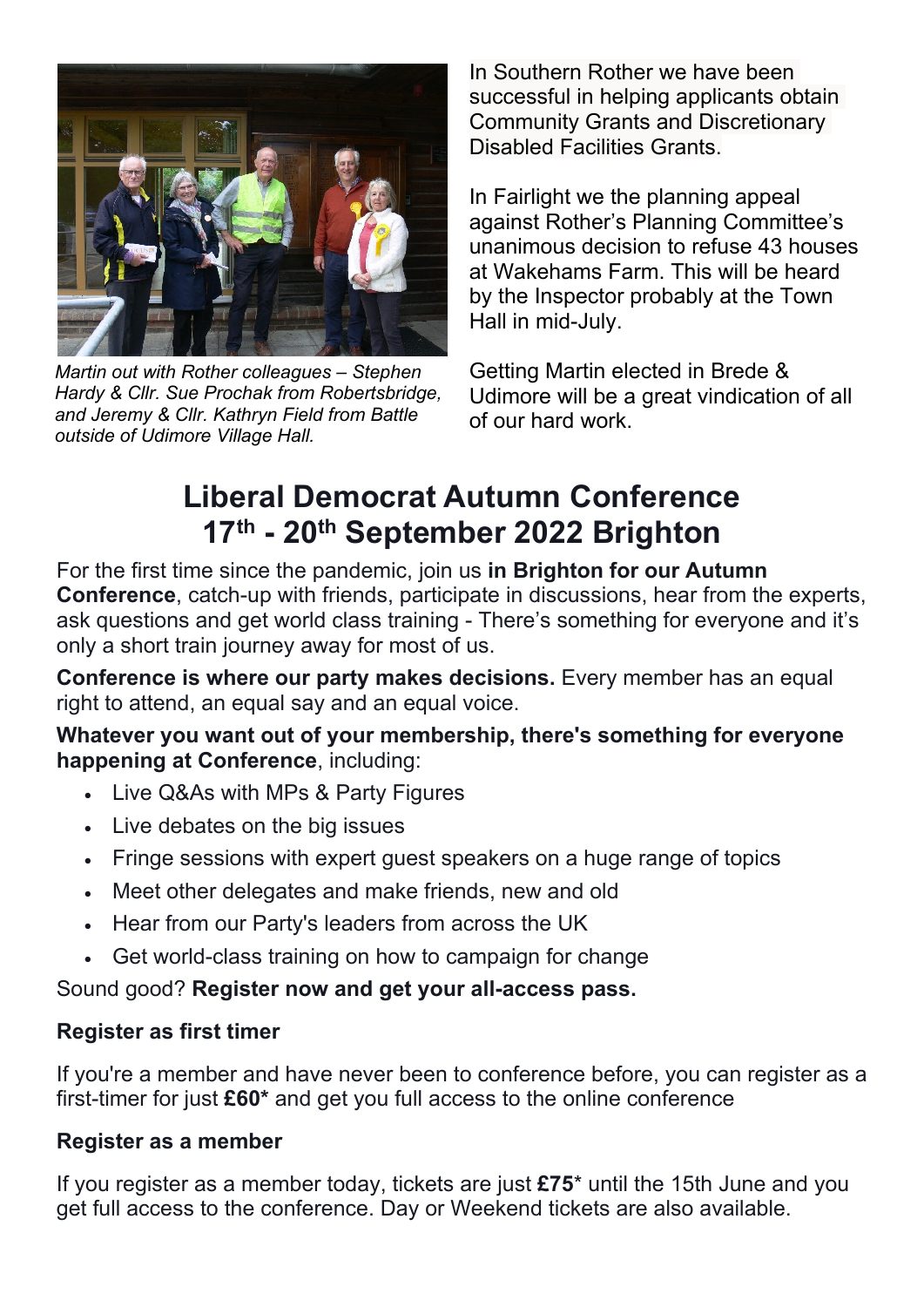*Martin out with Rother colleagues – Stephen Hardy & Cllr. Sue Prochak from Robertsbridge, and Jeremy & Cllr. Kathryn Field from Battle outside of Udimore Village Hall.*

In Southern Rother we have been successful in helping applicants obtain Community Grants and Discretionary Disabled Facilities Grants.

In Fairlight we the planning appeal against Rother's Planning Committee's unanimous decision to refuse 43 houses at Wakehams Farm. This will be heard by the Inspector probably at the Town Hall in mid-July.

Getting Martin elected in Brede & Udimore will be a great vindication of all of our hard work.

# Liberal Democrat Autumn Conference 17th - 20th September 2022 Brighton

For the first time since the pandemic, join us **in Brighton for our Autumn Conference**, catch-up with friends, participate in discussions, hear from the experts, ask questions and get world class training - There's something for everyone and it's only a short train journey away for most of us.

**Conference is where our party makes decisions.** Every member has an equal right to attend, an equal say and an equal voice.

**Whatever you want out of your membership, there's something for everyone happening at Conference**, including:

- Live Q&As with MPs & Party Figures
- Live debates on the big issues
- Fringe sessions with expert guest speakers on a huge range of topics
- Meet other delegates and make friends, new and old
- Hear from our Party's leaders from across the UK
- Get world-class training on how to campaign for change

Sound good? **Register now and get your all-access pass.**

### Register as first timer

If you're a member and have never been to conference before, you can register as a first-timer for just **£60*** and get you full access to the online conference

### Register as a member

If you register as a member today, tickets are just **£75*** until the 15th June and you get full access to the conference. Day or Weekend tickets are also available.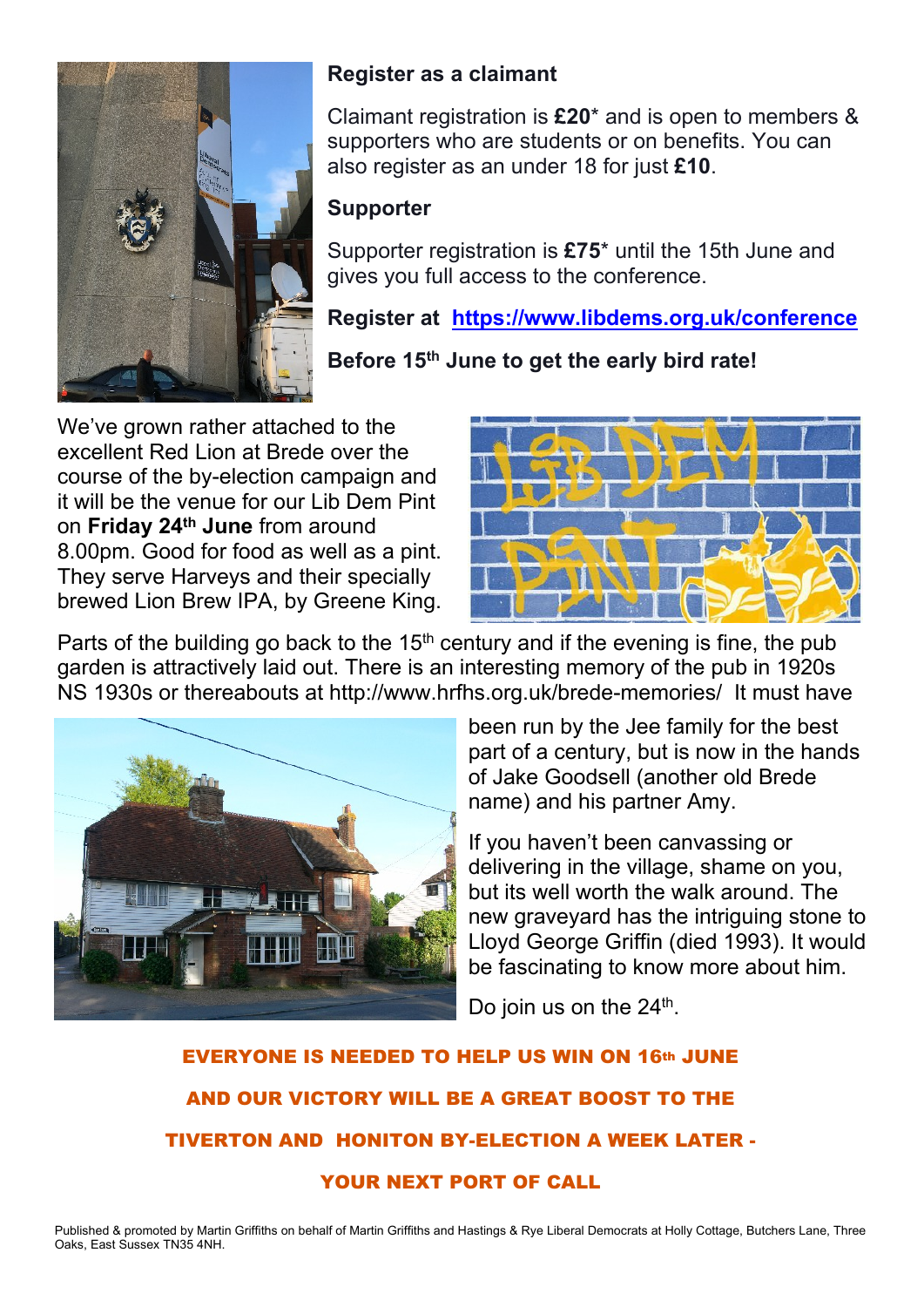### Register as a claimant

Claimant registration is **£20*** and is open to members & supporters who are students or on benefits. You can also register as an under 18 for just **£10**.

### Supporter

Supporter registration is **£75*** until the 15th June and gives you full access to the conference.

**Register at https://www.libdems.org.uk/conference**

**Before 15th June to get the early bird rate!**

We've grown rather attached to the excellent Red Lion at Brede over the course of the by-election campaign and it will be the venue for our Lib Dem Pint on **Friday 24th June** from around 8.00pm. Good for food as well as a pint. They serve Harveys and their specially brewed Lion Brew IPA, by Greene King.

Parts of the building go back to the 15th century and if the evening is fine, the pub garden is attractively laid out. There is an interesting memory of the pub in 1920s NS 1930s or thereabouts at http://www.hrfhs.org.uk/brede-memories/ It must have been run by the Jee family for the best part of a century, but is now in the hands of Jake Goodsell (another old Brede name) and his partner Amy.

If you haven't been canvassing or delivering in the village, shame on you, but its well worth the walk around. The new graveyard has the intriguing stone to Lloyd George Griffin (died 1993). It would be fascinating to know more about him.

Do join us on the 24th.

**EVERYONE IS NEEDED TO HELP US WIN ON 16th JUNE**

**AND OUR VICTORY WILL BE A GREAT BOOST TO THE**

**TIVERTON AND HONITON BY-ELECTION A WEEK LATER -**

**YOUR NEXT PORT OF CALL**

Published & promoted by Martin Griffiths on behalf of Martin Griffiths and Hastings & Rye Liberal Democrats at Holly Cottage, Butchers Lane, Three Oaks, East Sussex TN35 4NH.